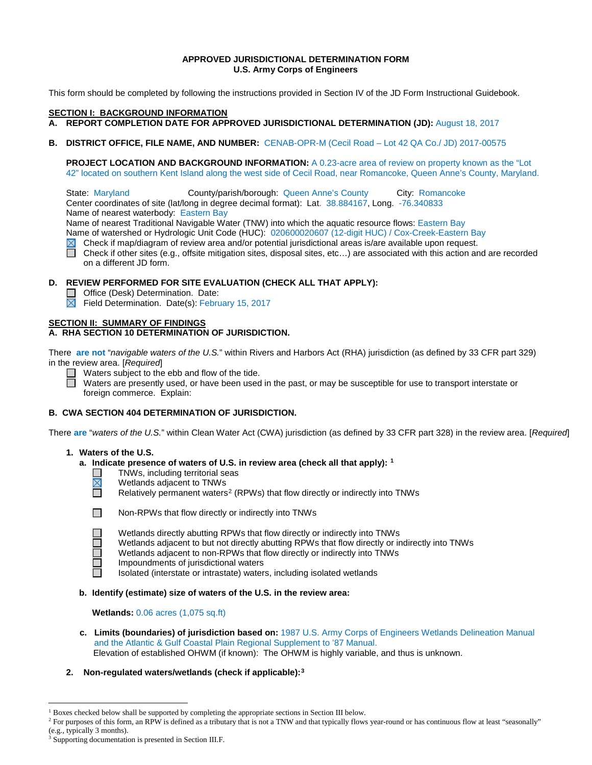**APPROVED JURISDICTIONAL DETERMINATION FORM**
**U.S. Army Corps of Engineers**

This form should be completed by following the instructions provided in Section IV of the JD Form Instructional Guidebook.

## SECTION I: BACKGROUND INFORMATION

**A. REPORT COMPLETION DATE FOR APPROVED JURISDICTIONAL DETERMINATION (JD):** August 18, 2017

**B. DISTRICT OFFICE, FILE NAME, AND NUMBER:** CENAB-OPR-M (Cecil Road – Lot 42 QA Co./ JD) 2017-00575

**PROJECT LOCATION AND BACKGROUND INFORMATION:** A 0.23-acre area of review on property known as the "Lot 42" located on southern Kent Island along the west side of Cecil Road, near Romancoke, Queen Anne's County, Maryland.

State: Maryland County/parish/borough: Queen Anne's County City: Romancoke
Center coordinates of site (lat/long in degree decimal format): Lat. 38.884167, Long. -76.340833
Name of nearest waterbody: Eastern Bay
Name of nearest Traditional Navigable Water (TNW) into which the aquatic resource flows: Eastern Bay
Name of watershed or Hydrologic Unit Code (HUC): 020600020607 (12-digit HUC) / Cox-Creek-Eastern Bay

- ☒ Check if map/diagram of review area and/or potential jurisdictional areas is/are available upon request.
- ☐ Check if other sites (e.g., offsite mitigation sites, disposal sites, etc…) are associated with this action and are recorded on a different JD form.

**D. REVIEW PERFORMED FOR SITE EVALUATION (CHECK ALL THAT APPLY):**

- ☐ Office (Desk) Determination. Date:
- ☒ Field Determination. Date(s): February 15, 2017

## SECTION II: SUMMARY OF FINDINGS

**A. RHA SECTION 10 DETERMINATION OF JURISDICTION.**

There **are not** "*navigable waters of the U.S.*" within Rivers and Harbors Act (RHA) jurisdiction (as defined by 33 CFR part 329) in the review area. [*Required*]

- ☐ Waters subject to the ebb and flow of the tide.
- ☐ Waters are presently used, or have been used in the past, or may be susceptible for use to transport interstate or foreign commerce. Explain:

**B. CWA SECTION 404 DETERMINATION OF JURISDICTION.**

There **are** "*waters of the U.S.*" within Clean Water Act (CWA) jurisdiction (as defined by 33 CFR part 328) in the review area. [*Required*]

**1. Waters of the U.S.**

**a. Indicate presence of waters of U.S. in review area (check all that apply):** [1]

- ☐ TNWs, including territorial seas
- ☒ Wetlands adjacent to TNWs
- ☐ Relatively permanent waters[2] (RPWs) that flow directly or indirectly into TNWs
- ☐ Non-RPWs that flow directly or indirectly into TNWs
- ☐ Wetlands directly abutting RPWs that flow directly or indirectly into TNWs
- ☐ Wetlands adjacent to but not directly abutting RPWs that flow directly or indirectly into TNWs
- ☐ Wetlands adjacent to non-RPWs that flow directly or indirectly into TNWs
- ☐ Impoundments of jurisdictional waters
- ☐ Isolated (interstate or intrastate) waters, including isolated wetlands

**b. Identify (estimate) size of waters of the U.S. in the review area:**

**Wetlands:** 0.06 acres (1,075 sq.ft)

**c. Limits (boundaries) of jurisdiction based on:** 1987 U.S. Army Corps of Engineers Wetlands Delineation Manual and the Atlantic & Gulf Coastal Plain Regional Supplement to '87 Manual.
Elevation of established OHWM (if known): The OHWM is highly variable, and thus is unknown.

**2. Non-regulated waters/wetlands (check if applicable):**[3]

---

[1] Boxes checked below shall be supported by completing the appropriate sections in Section III below.
[2] For purposes of this form, an RPW is defined as a tributary that is not a TNW and that typically flows year-round or has continuous flow at least "seasonally" (e.g., typically 3 months).
[3] Supporting documentation is presented in Section III.F.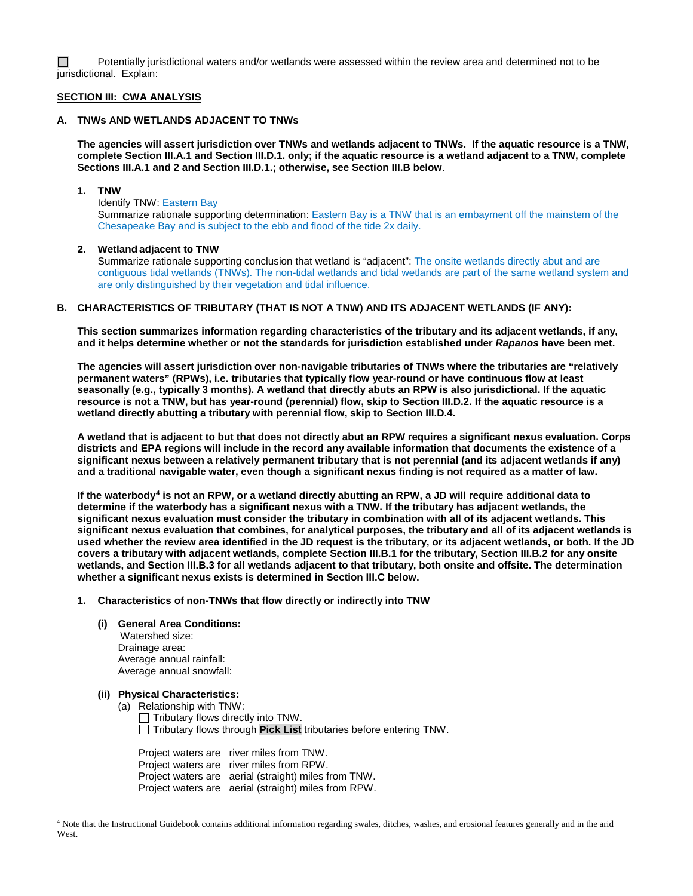☐ Potentially jurisdictional waters and/or wetlands were assessed within the review area and determined not to be jurisdictional. Explain:

## SECTION III: CWA ANALYSIS

### A. TNWs AND WETLANDS ADJACENT TO TNWs

**The agencies will assert jurisdiction over TNWs and wetlands adjacent to TNWs. If the aquatic resource is a TNW, complete Section III.A.1 and Section III.D.1. only; if the aquatic resource is a wetland adjacent to a TNW, complete Sections III.A.1 and 2 and Section III.D.1.; otherwise, see Section III.B below**.

**1. TNW**

Identify TNW: Eastern Bay

Summarize rationale supporting determination: Eastern Bay is a TNW that is an embayment off the mainstem of the Chesapeake Bay and is subject to the ebb and flood of the tide 2x daily.

**2. Wetland adjacent to TNW**

Summarize rationale supporting conclusion that wetland is "adjacent": The onsite wetlands directly abut and are contiguous tidal wetlands (TNWs). The non-tidal wetlands and tidal wetlands are part of the same wetland system and are only distinguished by their vegetation and tidal influence.

### B. CHARACTERISTICS OF TRIBUTARY (THAT IS NOT A TNW) AND ITS ADJACENT WETLANDS (IF ANY):

**This section summarizes information regarding characteristics of the tributary and its adjacent wetlands, if any, and it helps determine whether or not the standards for jurisdiction established under *Rapanos* have been met.**

**The agencies will assert jurisdiction over non-navigable tributaries of TNWs where the tributaries are "relatively permanent waters" (RPWs), i.e. tributaries that typically flow year-round or have continuous flow at least seasonally (e.g., typically 3 months). A wetland that directly abuts an RPW is also jurisdictional. If the aquatic resource is not a TNW, but has year-round (perennial) flow, skip to Section III.D.2. If the aquatic resource is a wetland directly abutting a tributary with perennial flow, skip to Section III.D.4.**

**A wetland that is adjacent to but that does not directly abut an RPW requires a significant nexus evaluation. Corps districts and EPA regions will include in the record any available information that documents the existence of a significant nexus between a relatively permanent tributary that is not perennial (and its adjacent wetlands if any) and a traditional navigable water, even though a significant nexus finding is not required as a matter of law.**

**If the waterbody[4] is not an RPW, or a wetland directly abutting an RPW, a JD will require additional data to determine if the waterbody has a significant nexus with a TNW. If the tributary has adjacent wetlands, the significant nexus evaluation must consider the tributary in combination with all of its adjacent wetlands. This significant nexus evaluation that combines, for analytical purposes, the tributary and all of its adjacent wetlands is used whether the review area identified in the JD request is the tributary, or its adjacent wetlands, or both. If the JD covers a tributary with adjacent wetlands, complete Section III.B.1 for the tributary, Section III.B.2 for any onsite wetlands, and Section III.B.3 for all wetlands adjacent to that tributary, both onsite and offsite. The determination whether a significant nexus exists is determined in Section III.C below.**

**1. Characteristics of non-TNWs that flow directly or indirectly into TNW**

**(i) General Area Conditions:**

Watershed size:
Drainage area:
Average annual rainfall:
Average annual snowfall:

**(ii) Physical Characteristics:**

(a) Relationship with TNW:

☐ Tributary flows directly into TNW.
☐ Tributary flows through **Pick List** tributaries before entering TNW.

Project waters are river miles from TNW.
Project waters are river miles from RPW.
Project waters are aerial (straight) miles from TNW.
Project waters are aerial (straight) miles from RPW.

---

[4] Note that the Instructional Guidebook contains additional information regarding swales, ditches, washes, and erosional features generally and in the arid West.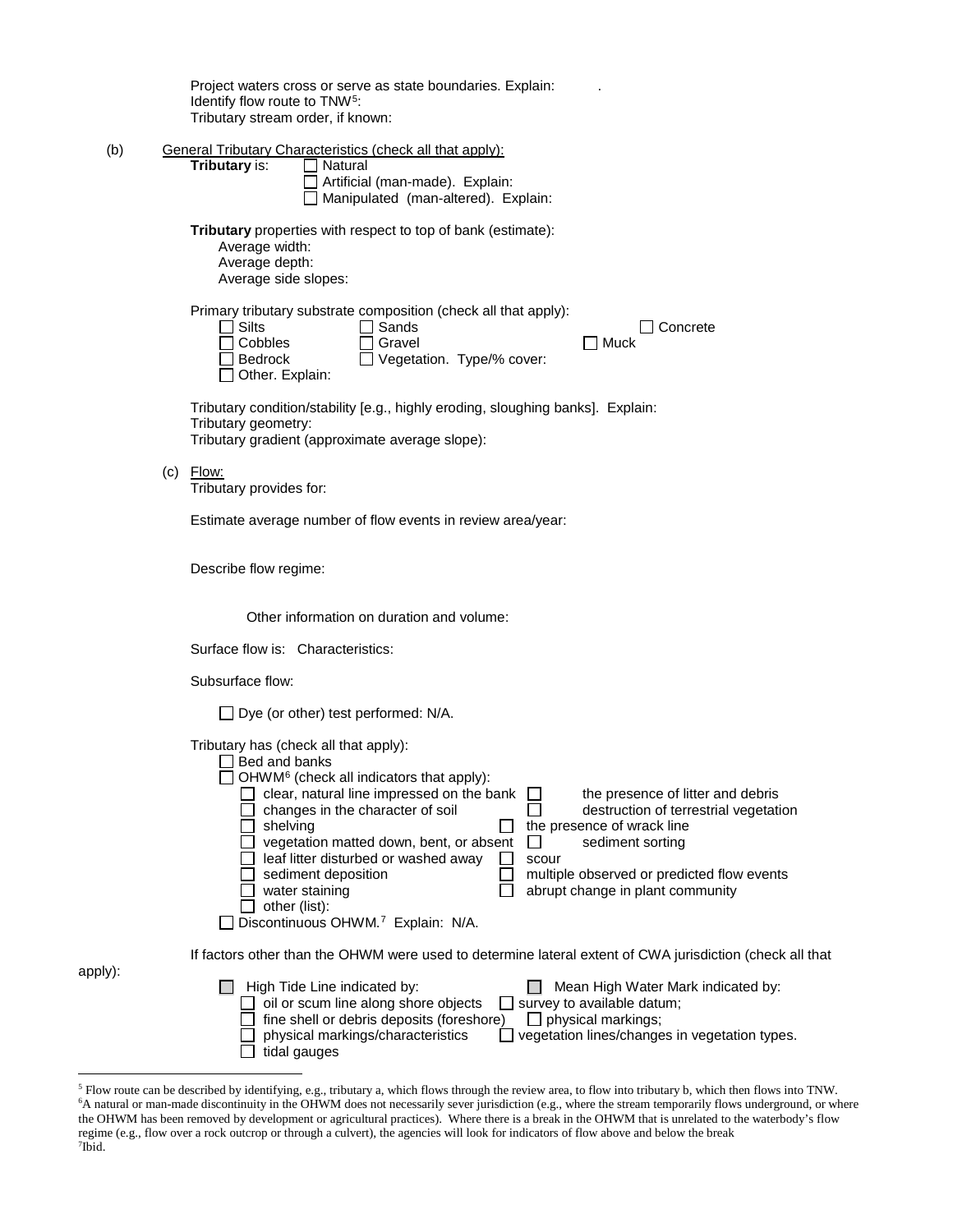Project waters cross or serve as state boundaries. Explain: .
Identify flow route to TNW[5]:
Tributary stream order, if known:

(b) General Tributary Characteristics (check all that apply):

**Tributary** is: ☐ Natural
☐ Artificial (man-made). Explain:
☐ Manipulated (man-altered). Explain:

**Tributary** properties with respect to top of bank (estimate):
Average width:
Average depth:
Average side slopes:

Primary tributary substrate composition (check all that apply):
☐ Silts ☐ Sands ☐ Concrete
☐ Cobbles ☐ Gravel ☐ Muck
☐ Bedrock ☐ Vegetation. Type/% cover:
☐ Other. Explain:

Tributary condition/stability [e.g., highly eroding, sloughing banks]. Explain:
Tributary geometry:
Tributary gradient (approximate average slope):

(c) Flow:
Tributary provides for:

Estimate average number of flow events in review area/year:

Describe flow regime:

Other information on duration and volume:

Surface flow is: Characteristics:

Subsurface flow:

☐ Dye (or other) test performed: N/A.

Tributary has (check all that apply):
☐ Bed and banks
☐ OHWM[6] (check all indicators that apply):
☐ clear, natural line impressed on the bank ☐ the presence of litter and debris
☐ changes in the character of soil ☐ destruction of terrestrial vegetation
☐ shelving ☐ the presence of wrack line
☐ vegetation matted down, bent, or absent ☐ sediment sorting
☐ leaf litter disturbed or washed away ☐ scour
☐ sediment deposition ☐ multiple observed or predicted flow events
☐ water staining ☐ abrupt change in plant community
☐ other (list):
☐ Discontinuous OHWM.[7] Explain: N/A.

If factors other than the OHWM were used to determine lateral extent of CWA jurisdiction (check all that apply):
☐ High Tide Line indicated by: ☐ Mean High Water Mark indicated by:
☐ oil or scum line along shore objects ☐ survey to available datum;
☐ fine shell or debris deposits (foreshore) ☐ physical markings;
☐ physical markings/characteristics ☐ vegetation lines/changes in vegetation types.
☐ tidal gauges

---

[5] Flow route can be described by identifying, e.g., tributary a, which flows through the review area, to flow into tributary b, which then flows into TNW.
[6] A natural or man-made discontinuity in the OHWM does not necessarily sever jurisdiction (e.g., where the stream temporarily flows underground, or where the OHWM has been removed by development or agricultural practices). Where there is a break in the OHWM that is unrelated to the waterbody's flow regime (e.g., flow over a rock outcrop or through a culvert), the agencies will look for indicators of flow above and below the break
[7] Ibid.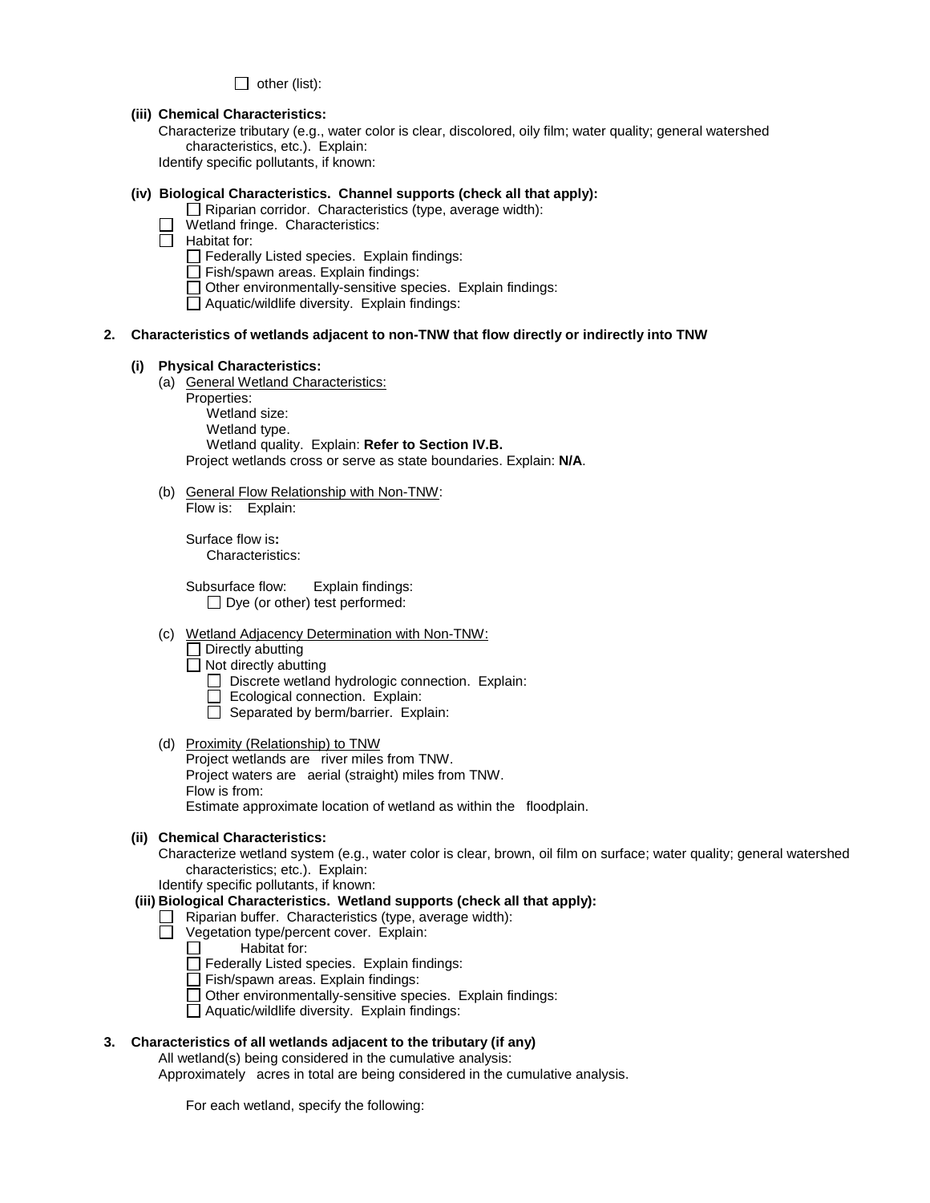☐ other (list):

**(iii) Chemical Characteristics:**

Characterize tributary (e.g., water color is clear, discolored, oily film; water quality; general watershed characteristics, etc.). Explain:

Identify specific pollutants, if known:

**(iv) Biological Characteristics. Channel supports (check all that apply):**

☐ Riparian corridor. Characteristics (type, average width):

☐ Wetland fringe. Characteristics:

☐ Habitat for:

☐ Federally Listed species. Explain findings:

☐ Fish/spawn areas. Explain findings:

☐ Other environmentally-sensitive species. Explain findings:

☐ Aquatic/wildlife diversity. Explain findings:

**2. Characteristics of wetlands adjacent to non-TNW that flow directly or indirectly into TNW**

**(i) Physical Characteristics:**

(a) General Wetland Characteristics:

Properties:

Wetland size:

Wetland type.

Wetland quality. Explain: **Refer to Section IV.B.**

Project wetlands cross or serve as state boundaries. Explain: **N/A**.

(b) General Flow Relationship with Non-TNW:

Flow is: Explain:

Surface flow is**:**

Characteristics:

Subsurface flow: Explain findings:

☐ Dye (or other) test performed:

(c) Wetland Adjacency Determination with Non-TNW:

☐ Directly abutting

☐ Not directly abutting

☐ Discrete wetland hydrologic connection. Explain:

☐ Ecological connection. Explain:

☐ Separated by berm/barrier. Explain:

(d) Proximity (Relationship) to TNW

Project wetlands are river miles from TNW.

Project waters are aerial (straight) miles from TNW.

Flow is from:

Estimate approximate location of wetland as within the floodplain.

**(ii) Chemical Characteristics:**

Characterize wetland system (e.g., water color is clear, brown, oil film on surface; water quality; general watershed characteristics; etc.). Explain:

Identify specific pollutants, if known:

**(iii) Biological Characteristics. Wetland supports (check all that apply):**

☐ Riparian buffer. Characteristics (type, average width):

☐ Vegetation type/percent cover. Explain:

☐ Habitat for:

☐ Federally Listed species. Explain findings:

☐ Fish/spawn areas. Explain findings:

☐ Other environmentally-sensitive species. Explain findings:

☐ Aquatic/wildlife diversity. Explain findings:

**3. Characteristics of all wetlands adjacent to the tributary (if any)**

All wetland(s) being considered in the cumulative analysis:

Approximately acres in total are being considered in the cumulative analysis.

For each wetland, specify the following: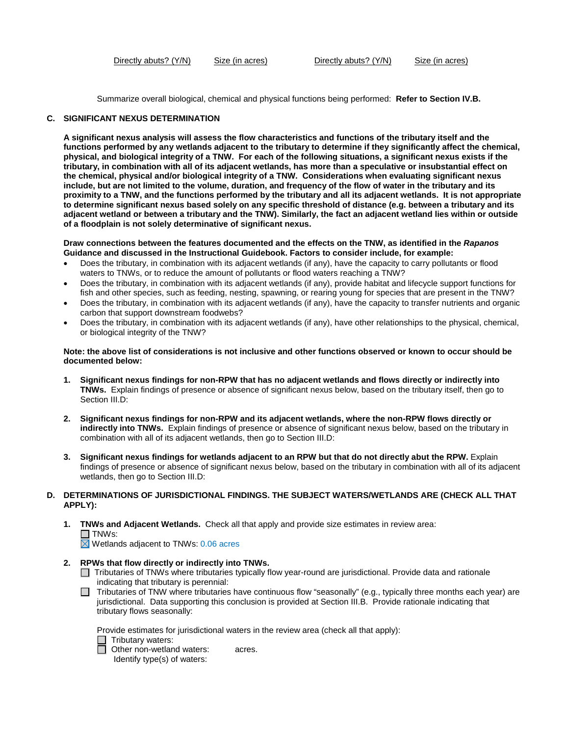Directly abuts? (Y/N)    Size (in acres)    Directly abuts? (Y/N)    Size (in acres)

Summarize overall biological, chemical and physical functions being performed: **Refer to Section IV.B.**

**C. SIGNIFICANT NEXUS DETERMINATION**

**A significant nexus analysis will assess the flow characteristics and functions of the tributary itself and the functions performed by any wetlands adjacent to the tributary to determine if they significantly affect the chemical, physical, and biological integrity of a TNW. For each of the following situations, a significant nexus exists if the tributary, in combination with all of its adjacent wetlands, has more than a speculative or insubstantial effect on the chemical, physical and/or biological integrity of a TNW. Considerations when evaluating significant nexus include, but are not limited to the volume, duration, and frequency of the flow of water in the tributary and its proximity to a TNW, and the functions performed by the tributary and all its adjacent wetlands. It is not appropriate to determine significant nexus based solely on any specific threshold of distance (e.g. between a tributary and its adjacent wetland or between a tributary and the TNW). Similarly, the fact an adjacent wetland lies within or outside of a floodplain is not solely determinative of significant nexus.**

**Draw connections between the features documented and the effects on the TNW, as identified in the *Rapanos* Guidance and discussed in the Instructional Guidebook. Factors to consider include, for example:**

- Does the tributary, in combination with adjacent wetlands (if any), have the capacity to carry pollutants or flood waters to TNWs, or to reduce the amount of pollutants or flood waters reaching a TNW?
- Does the tributary, in combination with its adjacent wetlands (if any), provide habitat and lifecycle support functions for fish and other species, such as feeding, nesting, spawning, or rearing young for species that are present in the TNW?
- Does the tributary, in combination with its adjacent wetlands (if any), have the capacity to transfer nutrients and organic carbon that support downstream foodwebs?
- Does the tributary, in combination with its adjacent wetlands (if any), have other relationships to the physical, chemical, or biological integrity of the TNW?

**Note: the above list of considerations is not inclusive and other functions observed or known to occur should be documented below:**

1. **Significant nexus findings for non-RPW that has no adjacent wetlands and flows directly or indirectly into TNWs.** Explain findings of presence or absence of significant nexus below, based on the tributary itself, then go to Section III.D:

2. **Significant nexus findings for non-RPW and its adjacent wetlands, where the non-RPW flows directly or indirectly into TNWs.** Explain findings of presence or absence of significant nexus below, based on the tributary in combination with all of its adjacent wetlands, then go to Section III.D:

3. **Significant nexus findings for wetlands adjacent to an RPW but that do not directly abut the RPW.** Explain findings of presence or absence of significant nexus below, based on the tributary in combination with all of its adjacent wetlands, then go to Section III.D:

**D. DETERMINATIONS OF JURISDICTIONAL FINDINGS. THE SUBJECT WATERS/WETLANDS ARE (CHECK ALL THAT APPLY):**

1. **TNWs and Adjacent Wetlands.** Check all that apply and provide size estimates in review area:
   - ☐ TNWs:
   - ☒ Wetlands adjacent to TNWs: 0.06 acres

2. **RPWs that flow directly or indirectly into TNWs.**
   - ☐ Tributaries of TNWs where tributaries typically flow year-round are jurisdictional. Provide data and rationale indicating that tributary is perennial:
   - ☐ Tributaries of TNW where tributaries have continuous flow "seasonally" (e.g., typically three months each year) are jurisdictional. Data supporting this conclusion is provided at Section III.B. Provide rationale indicating that tributary flows seasonally:

   Provide estimates for jurisdictional waters in the review area (check all that apply):
   - ☐ Tributary waters:
   - ☐ Other non-wetland waters: acres.
     Identify type(s) of waters: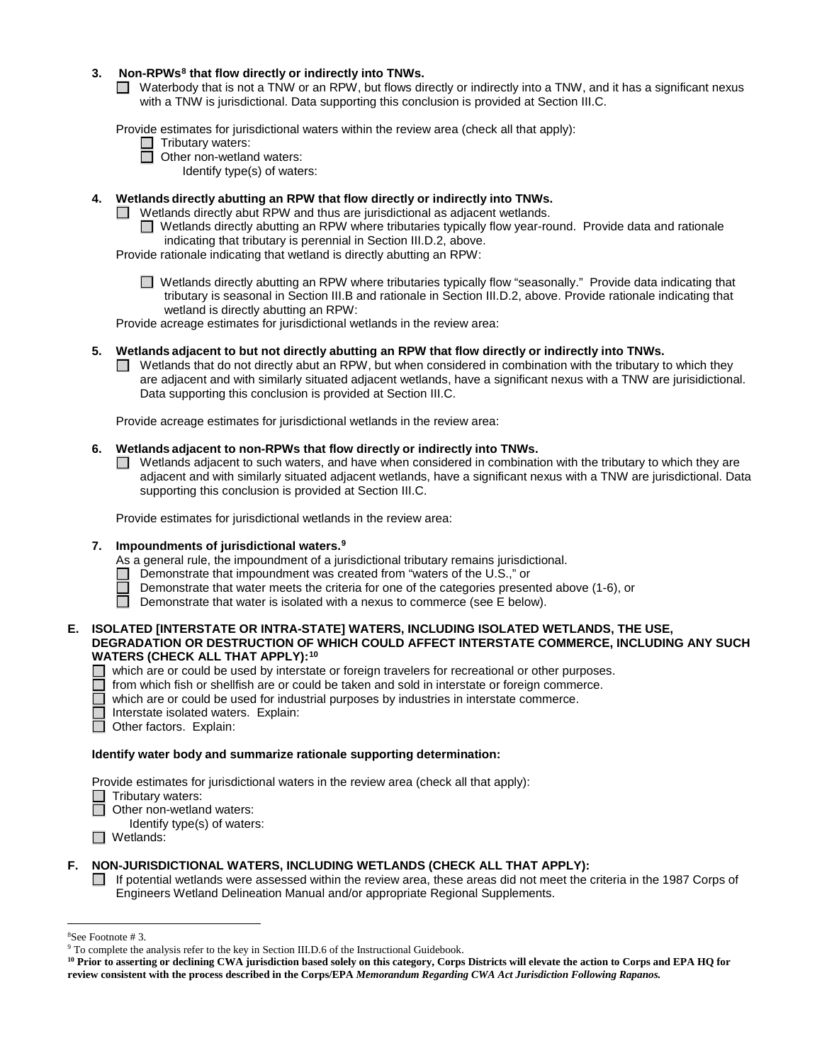**3. Non-RPWs[8] that flow directly or indirectly into TNWs.**

☐ Waterbody that is not a TNW or an RPW, but flows directly or indirectly into a TNW, and it has a significant nexus with a TNW is jurisdictional. Data supporting this conclusion is provided at Section III.C.

Provide estimates for jurisdictional waters within the review area (check all that apply):

☐ Tributary waters:

☐ Other non-wetland waters:

Identify type(s) of waters:

**4. Wetlands directly abutting an RPW that flow directly or indirectly into TNWs.**

☐ Wetlands directly abut RPW and thus are jurisdictional as adjacent wetlands.

☐ Wetlands directly abutting an RPW where tributaries typically flow year-round. Provide data and rationale indicating that tributary is perennial in Section III.D.2, above.

Provide rationale indicating that wetland is directly abutting an RPW:

☐ Wetlands directly abutting an RPW where tributaries typically flow "seasonally." Provide data indicating that tributary is seasonal in Section III.B and rationale in Section III.D.2, above. Provide rationale indicating that wetland is directly abutting an RPW:

Provide acreage estimates for jurisdictional wetlands in the review area:

**5. Wetlands adjacent to but not directly abutting an RPW that flow directly or indirectly into TNWs.**

☐ Wetlands that do not directly abut an RPW, but when considered in combination with the tributary to which they are adjacent and with similarly situated adjacent wetlands, have a significant nexus with a TNW are jurisidictional. Data supporting this conclusion is provided at Section III.C.

Provide acreage estimates for jurisdictional wetlands in the review area:

**6. Wetlands adjacent to non-RPWs that flow directly or indirectly into TNWs.**

☐ Wetlands adjacent to such waters, and have when considered in combination with the tributary to which they are adjacent and with similarly situated adjacent wetlands, have a significant nexus with a TNW are jurisdictional. Data supporting this conclusion is provided at Section III.C.

Provide estimates for jurisdictional wetlands in the review area:

**7. Impoundments of jurisdictional waters.[9]**

As a general rule, the impoundment of a jurisdictional tributary remains jurisdictional.

☐ Demonstrate that impoundment was created from "waters of the U.S.," or

☐ Demonstrate that water meets the criteria for one of the categories presented above (1-6), or

☐ Demonstrate that water is isolated with a nexus to commerce (see E below).

**E. ISOLATED [INTERSTATE OR INTRA-STATE] WATERS, INCLUDING ISOLATED WETLANDS, THE USE, DEGRADATION OR DESTRUCTION OF WHICH COULD AFFECT INTERSTATE COMMERCE, INCLUDING ANY SUCH WATERS (CHECK ALL THAT APPLY):[10]**

☐ which are or could be used by interstate or foreign travelers for recreational or other purposes.

☐ from which fish or shellfish are or could be taken and sold in interstate or foreign commerce.

☐ which are or could be used for industrial purposes by industries in interstate commerce.

☐ Interstate isolated waters. Explain:

☐ Other factors. Explain:

**Identify water body and summarize rationale supporting determination:**

Provide estimates for jurisdictional waters in the review area (check all that apply):

☐ Tributary waters:

☐ Other non-wetland waters:

Identify type(s) of waters:

☐ Wetlands:

**F. NON-JURISDICTIONAL WATERS, INCLUDING WETLANDS (CHECK ALL THAT APPLY):**

☐ If potential wetlands were assessed within the review area, these areas did not meet the criteria in the 1987 Corps of Engineers Wetland Delineation Manual and/or appropriate Regional Supplements.

---

[8] See Footnote # 3.

[9] To complete the analysis refer to the key in Section III.D.6 of the Instructional Guidebook.

**[10] Prior to asserting or declining CWA jurisdiction based solely on this category, Corps Districts will elevate the action to Corps and EPA HQ for review consistent with the process described in the Corps/EPA *Memorandum Regarding CWA Act Jurisdiction Following Rapanos.***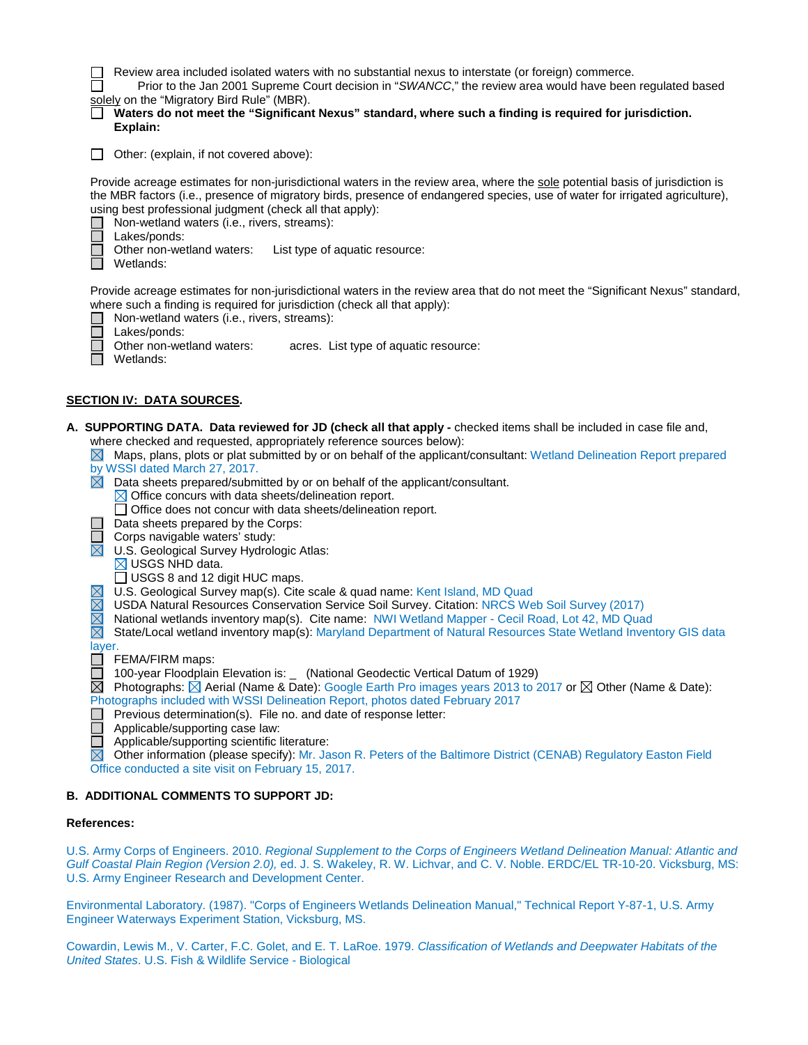☐ Review area included isolated waters with no substantial nexus to interstate (or foreign) commerce.

☐ Prior to the Jan 2001 Supreme Court decision in "*SWANCC*," the review area would have been regulated based solely on the "Migratory Bird Rule" (MBR).

☐ **Waters do not meet the "Significant Nexus" standard, where such a finding is required for jurisdiction. Explain:**

☐ Other: (explain, if not covered above):

Provide acreage estimates for non-jurisdictional waters in the review area, where the sole potential basis of jurisdiction is the MBR factors (i.e., presence of migratory birds, presence of endangered species, use of water for irrigated agriculture), using best professional judgment (check all that apply):

☐ Non-wetland waters (i.e., rivers, streams):
☐ Lakes/ponds:
☐ Other non-wetland waters: List type of aquatic resource:
☐ Wetlands:

Provide acreage estimates for non-jurisdictional waters in the review area that do not meet the "Significant Nexus" standard, where such a finding is required for jurisdiction (check all that apply):

☐ Non-wetland waters (i.e., rivers, streams):
☐ Lakes/ponds:
☐ Other non-wetland waters: acres. List type of aquatic resource:
☐ Wetlands:

## SECTION IV: DATA SOURCES.

**A. SUPPORTING DATA. Data reviewed for JD (check all that apply -** checked items shall be included in case file and, where checked and requested, appropriately reference sources below):

☒ Maps, plans, plots or plat submitted by or on behalf of the applicant/consultant: Wetland Delineation Report prepared by WSSI dated March 27, 2017.

☒ Data sheets prepared/submitted by or on behalf of the applicant/consultant.
- ☒ Office concurs with data sheets/delineation report.
- ☐ Office does not concur with data sheets/delineation report.

☐ Data sheets prepared by the Corps:

☐ Corps navigable waters' study:

☒ U.S. Geological Survey Hydrologic Atlas:
- ☒ USGS NHD data.
- ☐ USGS 8 and 12 digit HUC maps.

☒ U.S. Geological Survey map(s). Cite scale & quad name: Kent Island, MD Quad

☒ USDA Natural Resources Conservation Service Soil Survey. Citation: NRCS Web Soil Survey (2017)

☒ National wetlands inventory map(s). Cite name: NWI Wetland Mapper - Cecil Road, Lot 42, MD Quad

☒ State/Local wetland inventory map(s): Maryland Department of Natural Resources State Wetland Inventory GIS data layer.

☐ FEMA/FIRM maps:

☐ 100-year Floodplain Elevation is: _ (National Geodectic Vertical Datum of 1929)

☒ Photographs: ☒ Aerial (Name & Date): Google Earth Pro images years 2013 to 2017 or ☒ Other (Name & Date): Photographs included with WSSI Delineation Report, photos dated February 2017

☐ Previous determination(s). File no. and date of response letter:

☐ Applicable/supporting case law:

☐ Applicable/supporting scientific literature:

☒ Other information (please specify): Mr. Jason R. Peters of the Baltimore District (CENAB) Regulatory Easton Field Office conducted a site visit on February 15, 2017.

**B. ADDITIONAL COMMENTS TO SUPPORT JD:**

**References:**

U.S. Army Corps of Engineers. 2010. *Regional Supplement to the Corps of Engineers Wetland Delineation Manual: Atlantic and Gulf Coastal Plain Region (Version 2.0),* ed. J. S. Wakeley, R. W. Lichvar, and C. V. Noble. ERDC/EL TR-10-20. Vicksburg, MS: U.S. Army Engineer Research and Development Center.

Environmental Laboratory. (1987). "Corps of Engineers Wetlands Delineation Manual," Technical Report Y-87-1, U.S. Army Engineer Waterways Experiment Station, Vicksburg, MS.

Cowardin, Lewis M., V. Carter, F.C. Golet, and E. T. LaRoe. 1979. *Classification of Wetlands and Deepwater Habitats of the United States*. U.S. Fish & Wildlife Service - Biological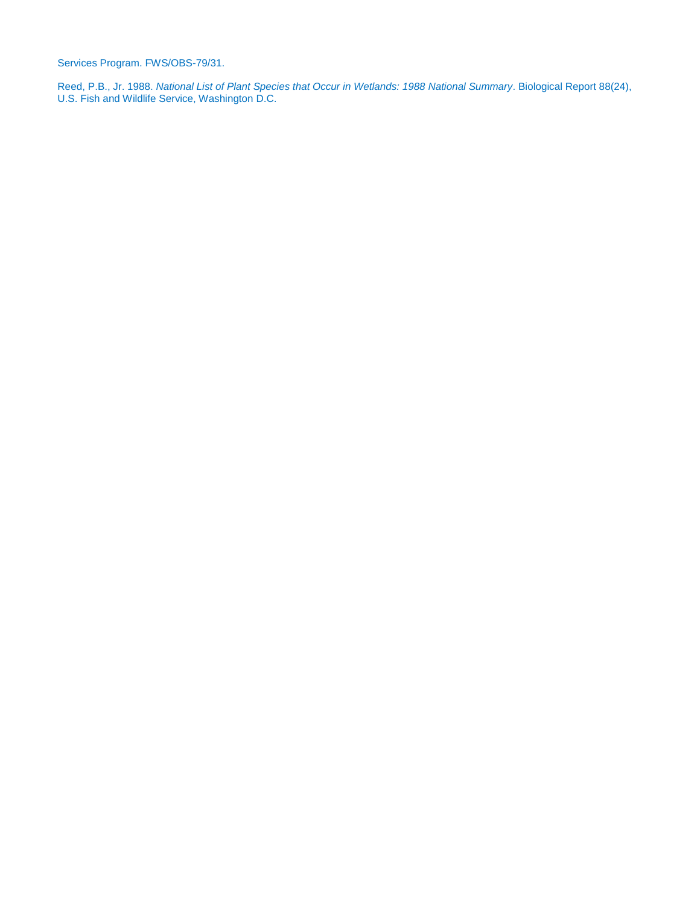Services Program. FWS/OBS-79/31.

Reed, P.B., Jr. 1988. *National List of Plant Species that Occur in Wetlands: 1988 National Summary*. Biological Report 88(24), U.S. Fish and Wildlife Service, Washington D.C.